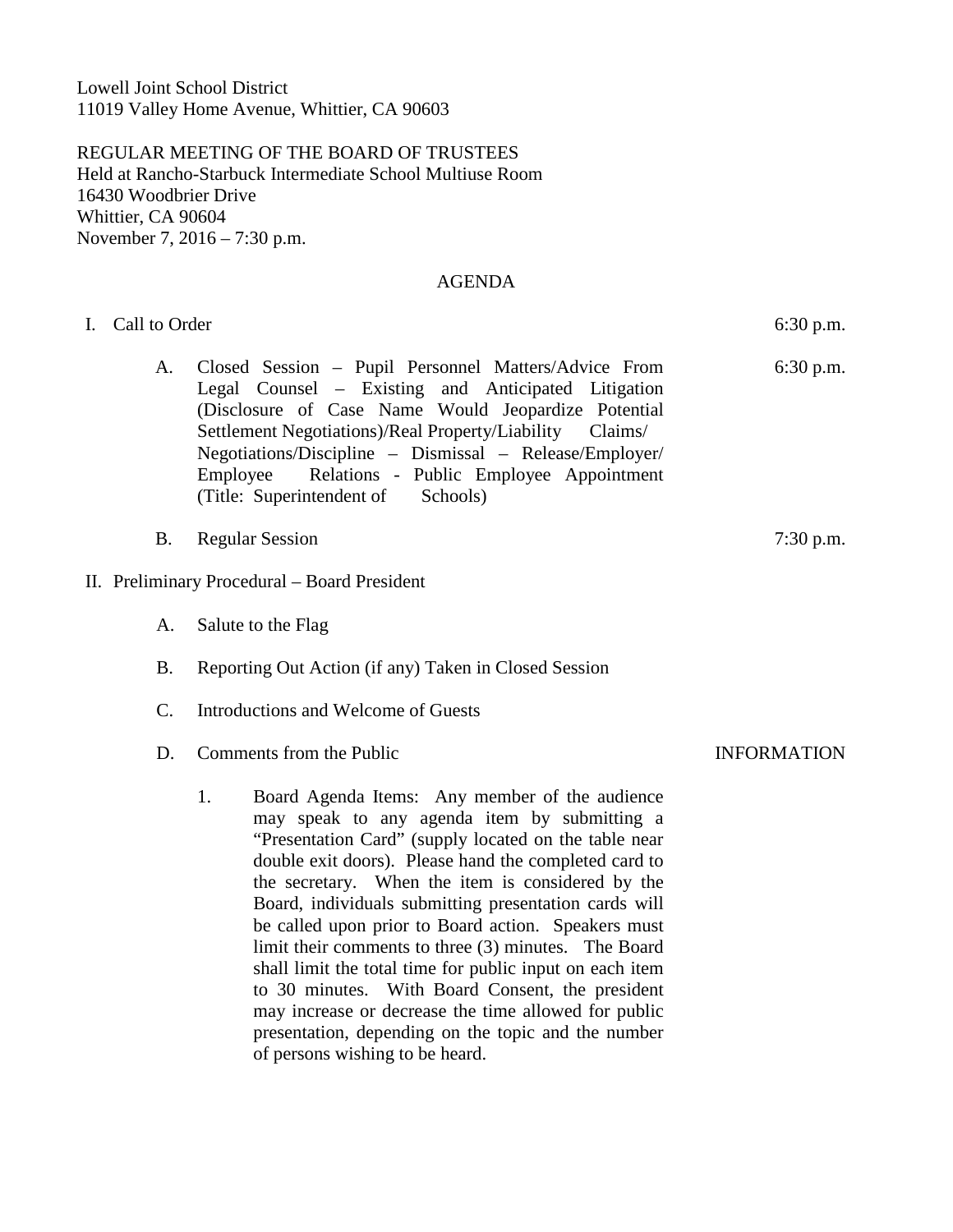Lowell Joint School District
11019 Valley Home Avenue, Whittier, CA 90603

REGULAR MEETING OF THE BOARD OF TRUSTEES
Held at Rancho-Starbuck Intermediate School Multiuse Room
16430 Woodbrier Drive
Whittier, CA 90604
November 7, 2016 – 7:30 p.m.

## AGENDA

I. Call to Order — 6:30 p.m.

   A. Closed Session – Pupil Personnel Matters/Advice From Legal Counsel – Existing and Anticipated Litigation (Disclosure of Case Name Would Jeopardize Potential Settlement Negotiations)/Real Property/Liability Claims/ Negotiations/Discipline – Dismissal – Release/Employer/ Employee Relations - Public Employee Appointment (Title: Superintendent of Schools) — 6:30 p.m.

   B. Regular Session — 7:30 p.m.

II. Preliminary Procedural – Board President

   A. Salute to the Flag

   B. Reporting Out Action (if any) Taken in Closed Session

   C. Introductions and Welcome of Guests

   D. Comments from the Public — INFORMATION

      1. Board Agenda Items: Any member of the audience may speak to any agenda item by submitting a "Presentation Card" (supply located on the table near double exit doors). Please hand the completed card to the secretary. When the item is considered by the Board, individuals submitting presentation cards will be called upon prior to Board action. Speakers must limit their comments to three (3) minutes. The Board shall limit the total time for public input on each item to 30 minutes. With Board Consent, the president may increase or decrease the time allowed for public presentation, depending on the topic and the number of persons wishing to be heard.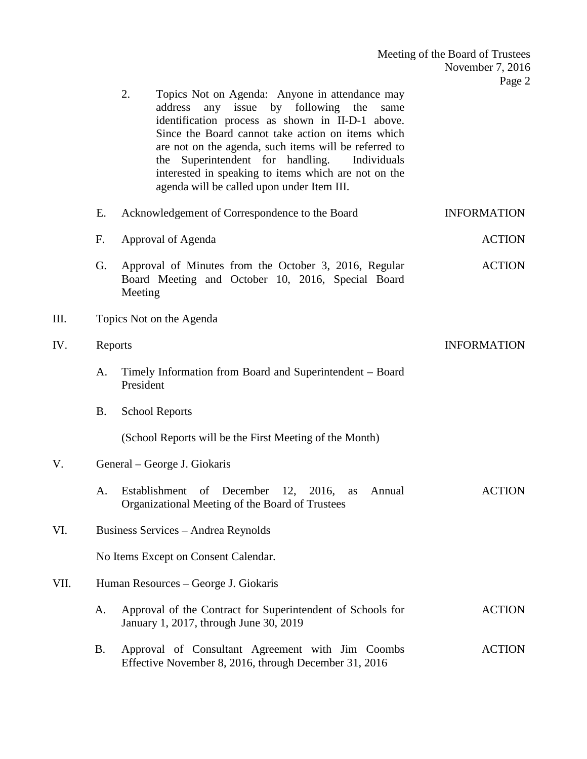2. Topics Not on Agenda: Anyone in attendance may address any issue by following the same identification process as shown in II-D-1 above. Since the Board cannot take action on items which are not on the agenda, such items will be referred to the Superintendent for handling. Individuals interested in speaking to items which are not on the agenda will be called upon under Item III.

E. Acknowledgement of Correspondence to the Board — INFORMATION

F. Approval of Agenda — ACTION

G. Approval of Minutes from the October 3, 2016, Regular Board Meeting and October 10, 2016, Special Board Meeting — ACTION

III. Topics Not on the Agenda

IV. Reports — INFORMATION

A. Timely Information from Board and Superintendent – Board President

B. School Reports

(School Reports will be the First Meeting of the Month)

V. General – George J. Giokaris

A. Establishment of December 12, 2016, as Annual Organizational Meeting of the Board of Trustees — ACTION

VI. Business Services – Andrea Reynolds

No Items Except on Consent Calendar.

VII. Human Resources – George J. Giokaris

A. Approval of the Contract for Superintendent of Schools for January 1, 2017, through June 30, 2019 — ACTION

B. Approval of Consultant Agreement with Jim Coombs Effective November 8, 2016, through December 31, 2016 — ACTION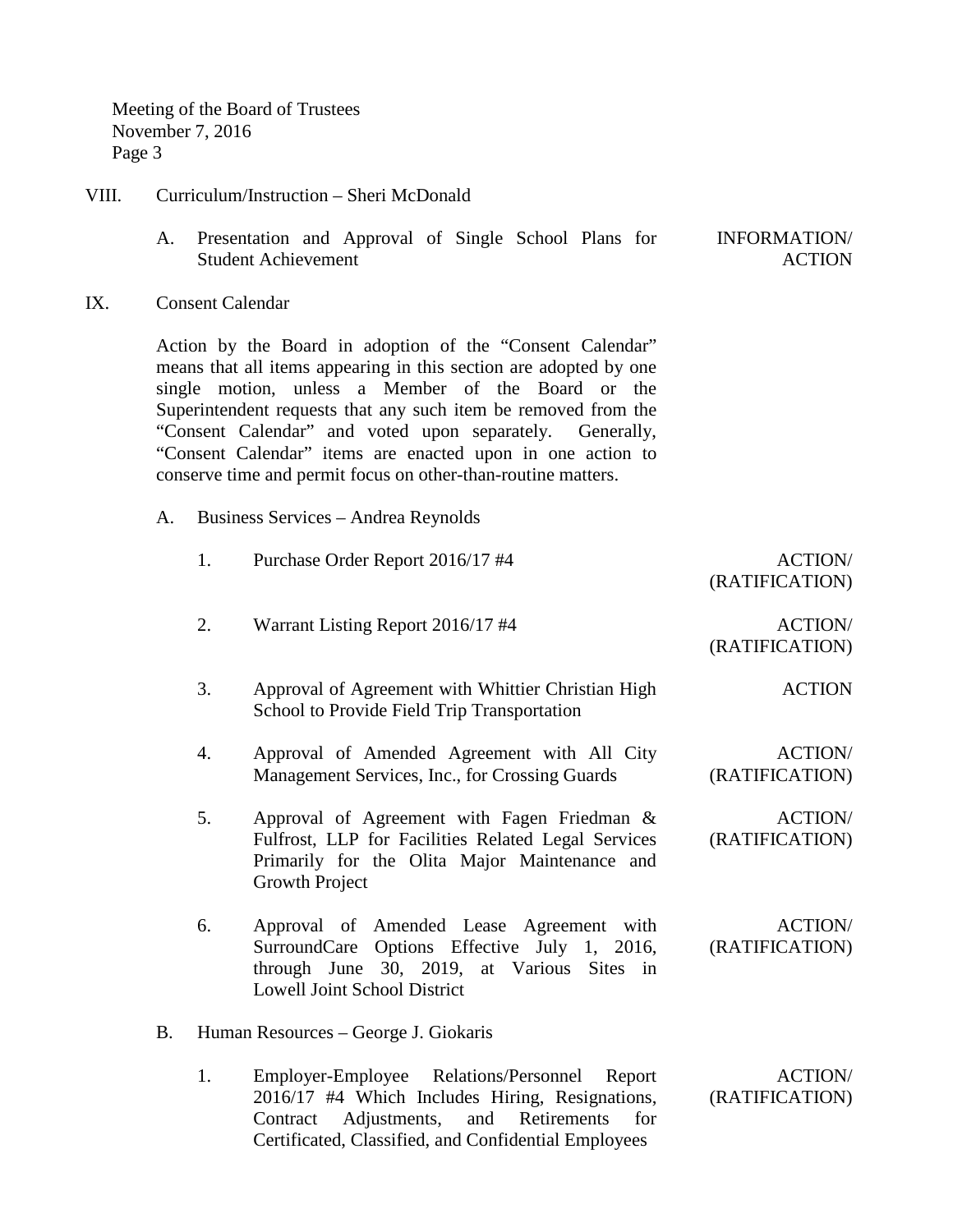VIII. Curriculum/Instruction – Sheri McDonald

A. Presentation and Approval of Single School Plans for Student Achievement — INFORMATION/ ACTION

IX. Consent Calendar

Action by the Board in adoption of the "Consent Calendar" means that all items appearing in this section are adopted by one single motion, unless a Member of the Board or the Superintendent requests that any such item be removed from the "Consent Calendar" and voted upon separately. Generally, "Consent Calendar" items are enacted upon in one action to conserve time and permit focus on other-than-routine matters.

A. Business Services – Andrea Reynolds

1. Purchase Order Report 2016/17 #4 — ACTION/ (RATIFICATION)

2. Warrant Listing Report 2016/17 #4 — ACTION/ (RATIFICATION)

3. Approval of Agreement with Whittier Christian High School to Provide Field Trip Transportation — ACTION

4. Approval of Amended Agreement with All City Management Services, Inc., for Crossing Guards — ACTION/ (RATIFICATION)

5. Approval of Agreement with Fagen Friedman & Fulfrost, LLP for Facilities Related Legal Services Primarily for the Olita Major Maintenance and Growth Project — ACTION/ (RATIFICATION)

6. Approval of Amended Lease Agreement with SurroundCare Options Effective July 1, 2016, through June 30, 2019, at Various Sites in Lowell Joint School District — ACTION/ (RATIFICATION)

B. Human Resources – George J. Giokaris

1. Employer-Employee Relations/Personnel Report 2016/17 #4 Which Includes Hiring, Resignations, Contract Adjustments, and Retirements for Certificated, Classified, and Confidential Employees — ACTION/ (RATIFICATION)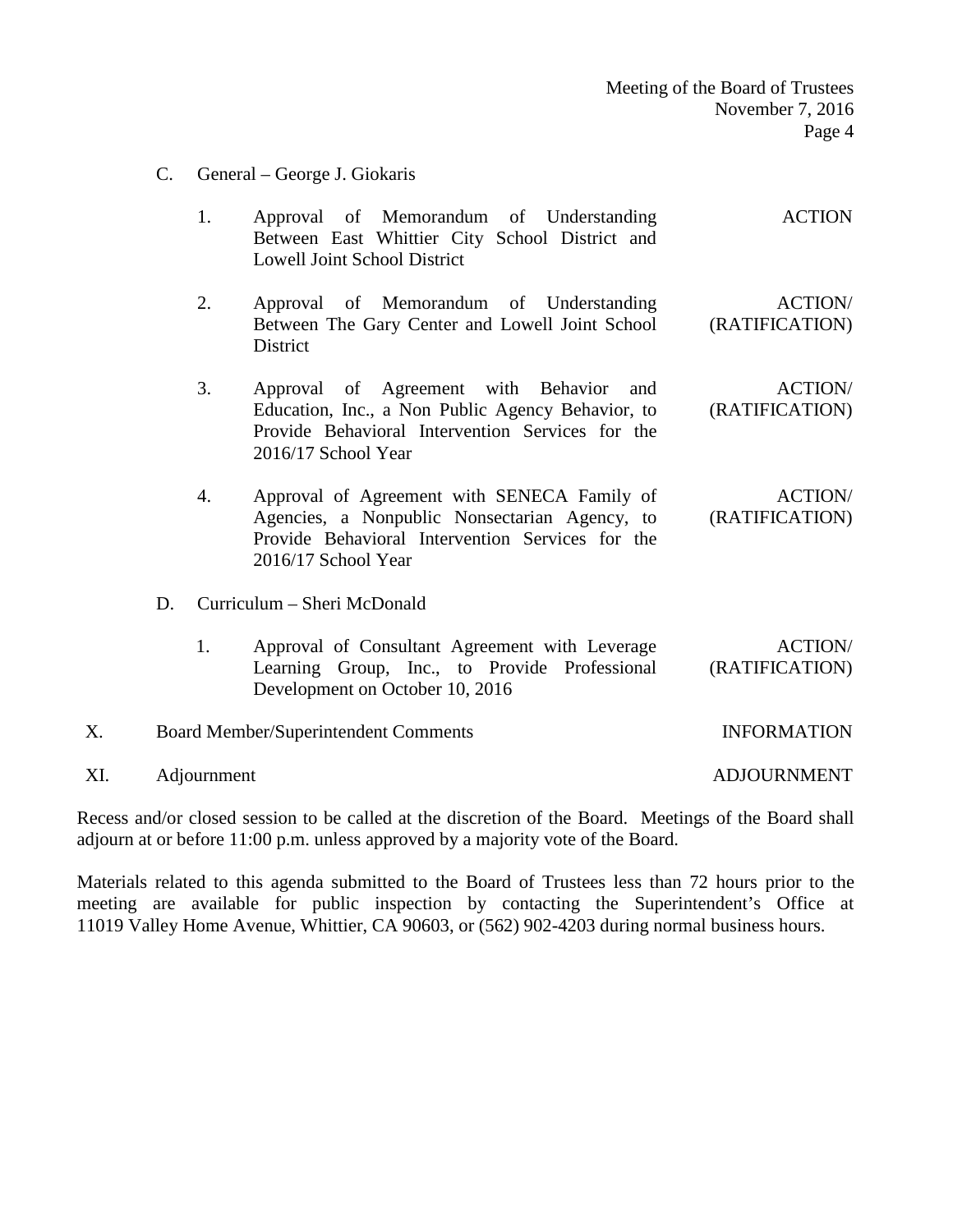C. General – George J. Giokaris

1. Approval of Memorandum of Understanding Between East Whittier City School District and Lowell Joint School District — ACTION

2. Approval of Memorandum of Understanding Between The Gary Center and Lowell Joint School District — ACTION/ (RATIFICATION)

3. Approval of Agreement with Behavior and Education, Inc., a Non Public Agency Behavior, to Provide Behavioral Intervention Services for the 2016/17 School Year — ACTION/ (RATIFICATION)

4. Approval of Agreement with SENECA Family of Agencies, a Nonpublic Nonsectarian Agency, to Provide Behavioral Intervention Services for the 2016/17 School Year — ACTION/ (RATIFICATION)

D. Curriculum – Sheri McDonald

1. Approval of Consultant Agreement with Leverage Learning Group, Inc., to Provide Professional Development on October 10, 2016 — ACTION/ (RATIFICATION)

X. Board Member/Superintendent Comments — INFORMATION

XI. Adjournment — ADJOURNMENT

Recess and/or closed session to be called at the discretion of the Board. Meetings of the Board shall adjourn at or before 11:00 p.m. unless approved by a majority vote of the Board.

Materials related to this agenda submitted to the Board of Trustees less than 72 hours prior to the meeting are available for public inspection by contacting the Superintendent's Office at 11019 Valley Home Avenue, Whittier, CA 90603, or (562) 902-4203 during normal business hours.